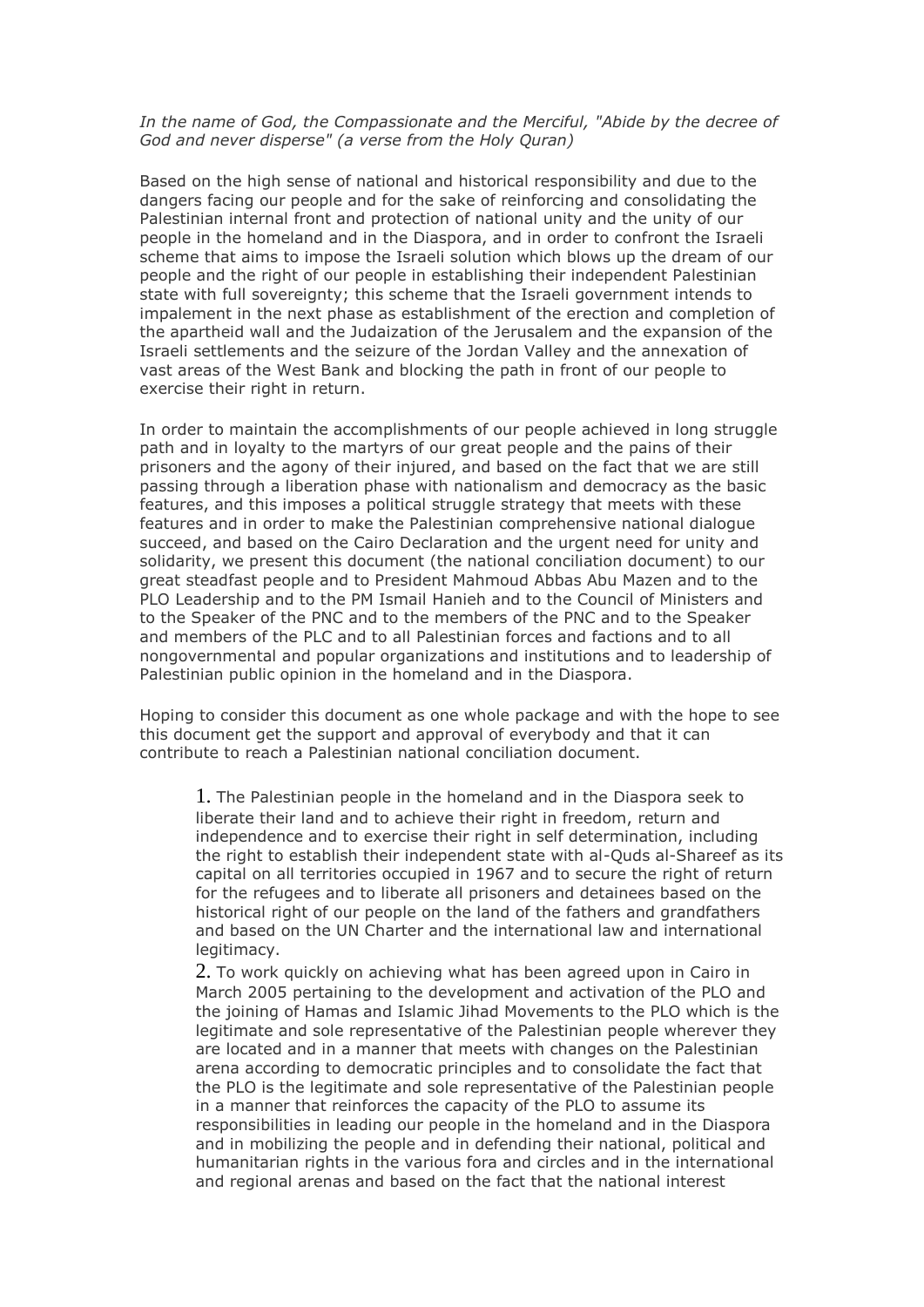*In the name of God, the Compassionate and the Merciful, "Abide by the decree of God and never disperse" (a verse from the Holy Quran)*

Based on the high sense of national and historical responsibility and due to the dangers facing our people and for the sake of reinforcing and consolidating the Palestinian internal front and protection of national unity and the unity of our people in the homeland and in the Diaspora, and in order to confront the Israeli scheme that aims to impose the Israeli solution which blows up the dream of our people and the right of our people in establishing their independent Palestinian state with full sovereignty; this scheme that the Israeli government intends to impalement in the next phase as establishment of the erection and completion of the apartheid wall and the Judaization of the Jerusalem and the expansion of the Israeli settlements and the seizure of the Jordan Valley and the annexation of vast areas of the West Bank and blocking the path in front of our people to exercise their right in return.

In order to maintain the accomplishments of our people achieved in long struggle path and in loyalty to the martyrs of our great people and the pains of their prisoners and the agony of their injured, and based on the fact that we are still passing through a liberation phase with nationalism and democracy as the basic features, and this imposes a political struggle strategy that meets with these features and in order to make the Palestinian comprehensive national dialogue succeed, and based on the Cairo Declaration and the urgent need for unity and solidarity, we present this document (the national conciliation document) to our great steadfast people and to President Mahmoud Abbas Abu Mazen and to the PLO Leadership and to the PM Ismail Hanieh and to the Council of Ministers and to the Speaker of the PNC and to the members of the PNC and to the Speaker and members of the PLC and to all Palestinian forces and factions and to all nongovernmental and popular organizations and institutions and to leadership of Palestinian public opinion in the homeland and in the Diaspora.

Hoping to consider this document as one whole package and with the hope to see this document get the support and approval of everybody and that it can contribute to reach a Palestinian national conciliation document.

1. The Palestinian people in the homeland and in the Diaspora seek to liberate their land and to achieve their right in freedom, return and independence and to exercise their right in self determination, including the right to establish their independent state with al-Quds al-Shareef as its capital on all territories occupied in 1967 and to secure the right of return for the refugees and to liberate all prisoners and detainees based on the historical right of our people on the land of the fathers and grandfathers and based on the UN Charter and the international law and international legitimacy.
2. To work quickly on achieving what has been agreed upon in Cairo in March 2005 pertaining to the development and activation of the PLO and the joining of Hamas and Islamic Jihad Movements to the PLO which is the legitimate and sole representative of the Palestinian people wherever they are located and in a manner that meets with changes on the Palestinian arena according to democratic principles and to consolidate the fact that the PLO is the legitimate and sole representative of the Palestinian people in a manner that reinforces the capacity of the PLO to assume its responsibilities in leading our people in the homeland and in the Diaspora and in mobilizing the people and in defending their national, political and humanitarian rights in the various fora and circles and in the international and regional arenas and based on the fact that the national interest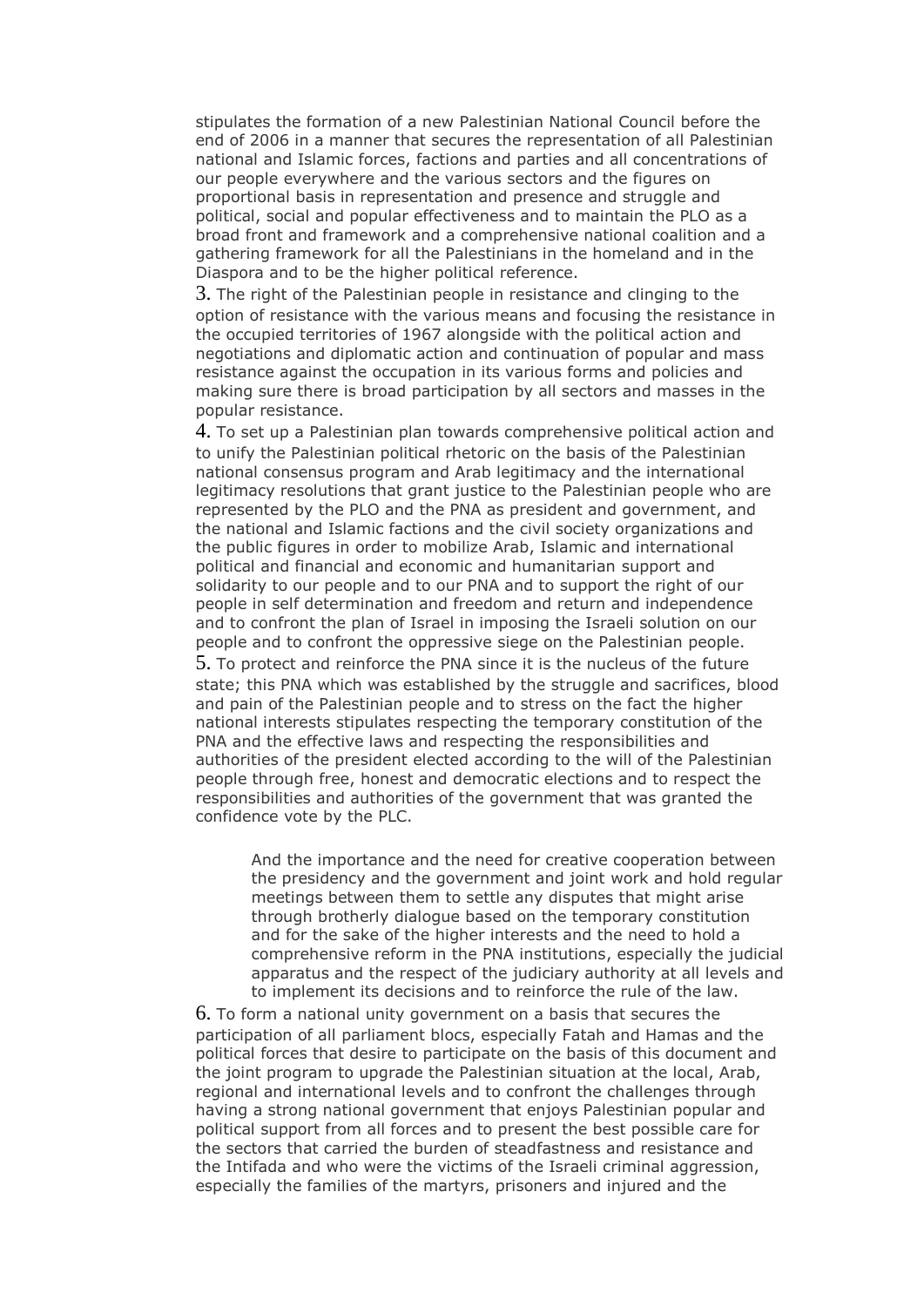stipulates the formation of a new Palestinian National Council before the end of 2006 in a manner that secures the representation of all Palestinian national and Islamic forces, factions and parties and all concentrations of our people everywhere and the various sectors and the figures on proportional basis in representation and presence and struggle and political, social and popular effectiveness and to maintain the PLO as a broad front and framework and a comprehensive national coalition and a gathering framework for all the Palestinians in the homeland and in the Diaspora and to be the higher political reference.

3. The right of the Palestinian people in resistance and clinging to the option of resistance with the various means and focusing the resistance in the occupied territories of 1967 alongside with the political action and negotiations and diplomatic action and continuation of popular and mass resistance against the occupation in its various forms and policies and making sure there is broad participation by all sectors and masses in the popular resistance.

4. To set up a Palestinian plan towards comprehensive political action and to unify the Palestinian political rhetoric on the basis of the Palestinian national consensus program and Arab legitimacy and the international legitimacy resolutions that grant justice to the Palestinian people who are represented by the PLO and the PNA as president and government, and the national and Islamic factions and the civil society organizations and the public figures in order to mobilize Arab, Islamic and international political and financial and economic and humanitarian support and solidarity to our people and to our PNA and to support the right of our people in self determination and freedom and return and independence and to confront the plan of Israel in imposing the Israeli solution on our people and to confront the oppressive siege on the Palestinian people.

5. To protect and reinforce the PNA since it is the nucleus of the future state; this PNA which was established by the struggle and sacrifices, blood and pain of the Palestinian people and to stress on the fact the higher national interests stipulates respecting the temporary constitution of the PNA and the effective laws and respecting the responsibilities and authorities of the president elected according to the will of the Palestinian people through free, honest and democratic elections and to respect the responsibilities and authorities of the government that was granted the confidence vote by the PLC.

> And the importance and the need for creative cooperation between the presidency and the government and joint work and hold regular meetings between them to settle any disputes that might arise through brotherly dialogue based on the temporary constitution and for the sake of the higher interests and the need to hold a comprehensive reform in the PNA institutions, especially the judicial apparatus and the respect of the judiciary authority at all levels and to implement its decisions and to reinforce the rule of the law.

6. To form a national unity government on a basis that secures the participation of all parliament blocs, especially Fatah and Hamas and the political forces that desire to participate on the basis of this document and the joint program to upgrade the Palestinian situation at the local, Arab, regional and international levels and to confront the challenges through having a strong national government that enjoys Palestinian popular and political support from all forces and to present the best possible care for the sectors that carried the burden of steadfastness and resistance and the Intifada and who were the victims of the Israeli criminal aggression, especially the families of the martyrs, prisoners and injured and the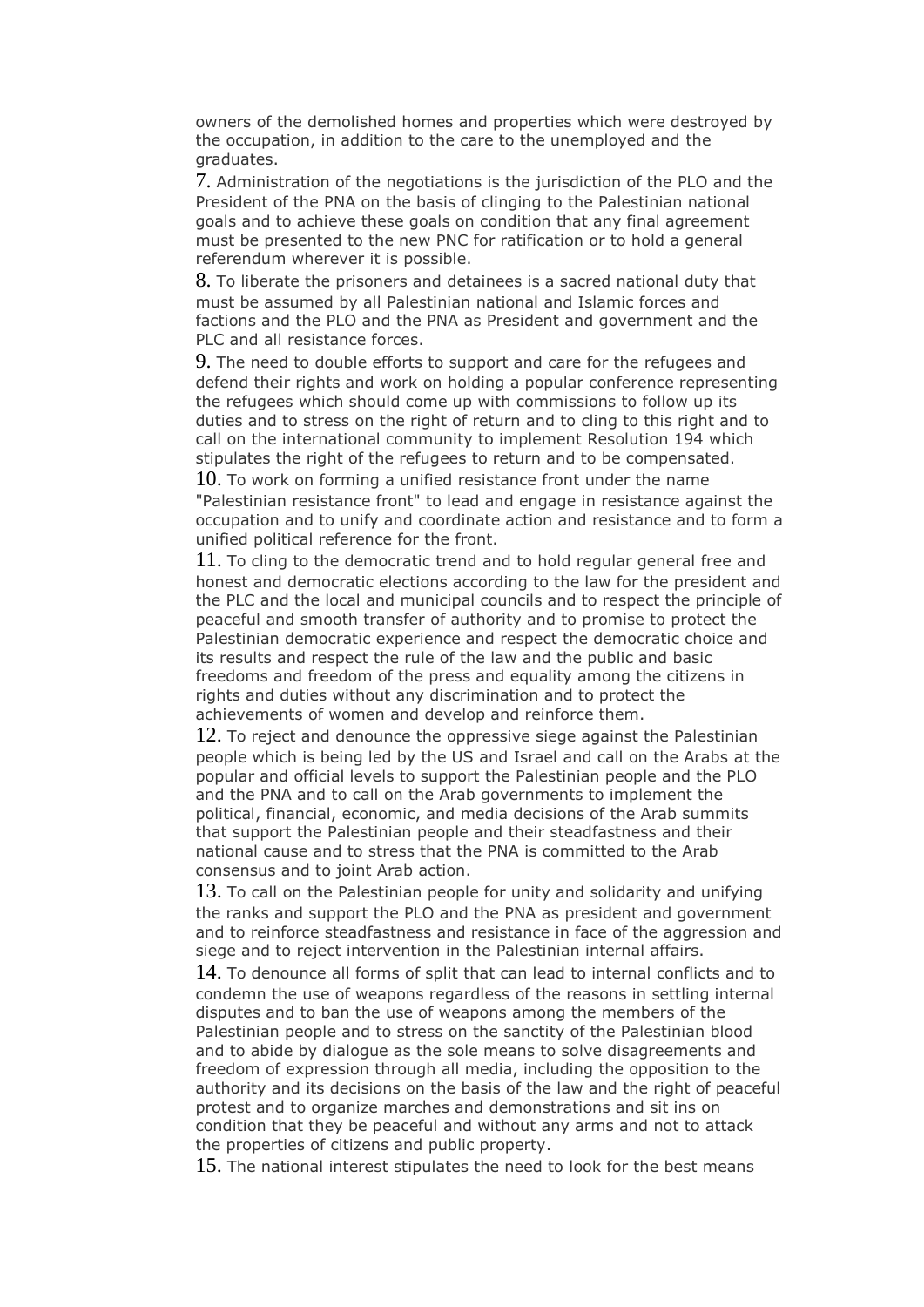owners of the demolished homes and properties which were destroyed by the occupation, in addition to the care to the unemployed and the graduates.

7. Administration of the negotiations is the jurisdiction of the PLO and the President of the PNA on the basis of clinging to the Palestinian national goals and to achieve these goals on condition that any final agreement must be presented to the new PNC for ratification or to hold a general referendum wherever it is possible.

8. To liberate the prisoners and detainees is a sacred national duty that must be assumed by all Palestinian national and Islamic forces and factions and the PLO and the PNA as President and government and the PLC and all resistance forces.

9. The need to double efforts to support and care for the refugees and defend their rights and work on holding a popular conference representing the refugees which should come up with commissions to follow up its duties and to stress on the right of return and to cling to this right and to call on the international community to implement Resolution 194 which stipulates the right of the refugees to return and to be compensated.

10. To work on forming a unified resistance front under the name "Palestinian resistance front" to lead and engage in resistance against the occupation and to unify and coordinate action and resistance and to form a unified political reference for the front.

11. To cling to the democratic trend and to hold regular general free and honest and democratic elections according to the law for the president and the PLC and the local and municipal councils and to respect the principle of peaceful and smooth transfer of authority and to promise to protect the Palestinian democratic experience and respect the democratic choice and its results and respect the rule of the law and the public and basic freedoms and freedom of the press and equality among the citizens in rights and duties without any discrimination and to protect the achievements of women and develop and reinforce them.

12. To reject and denounce the oppressive siege against the Palestinian people which is being led by the US and Israel and call on the Arabs at the popular and official levels to support the Palestinian people and the PLO and the PNA and to call on the Arab governments to implement the political, financial, economic, and media decisions of the Arab summits that support the Palestinian people and their steadfastness and their national cause and to stress that the PNA is committed to the Arab consensus and to joint Arab action.

13. To call on the Palestinian people for unity and solidarity and unifying the ranks and support the PLO and the PNA as president and government and to reinforce steadfastness and resistance in face of the aggression and siege and to reject intervention in the Palestinian internal affairs.

14. To denounce all forms of split that can lead to internal conflicts and to condemn the use of weapons regardless of the reasons in settling internal disputes and to ban the use of weapons among the members of the Palestinian people and to stress on the sanctity of the Palestinian blood and to abide by dialogue as the sole means to solve disagreements and freedom of expression through all media, including the opposition to the authority and its decisions on the basis of the law and the right of peaceful protest and to organize marches and demonstrations and sit ins on condition that they be peaceful and without any arms and not to attack the properties of citizens and public property.

15. The national interest stipulates the need to look for the best means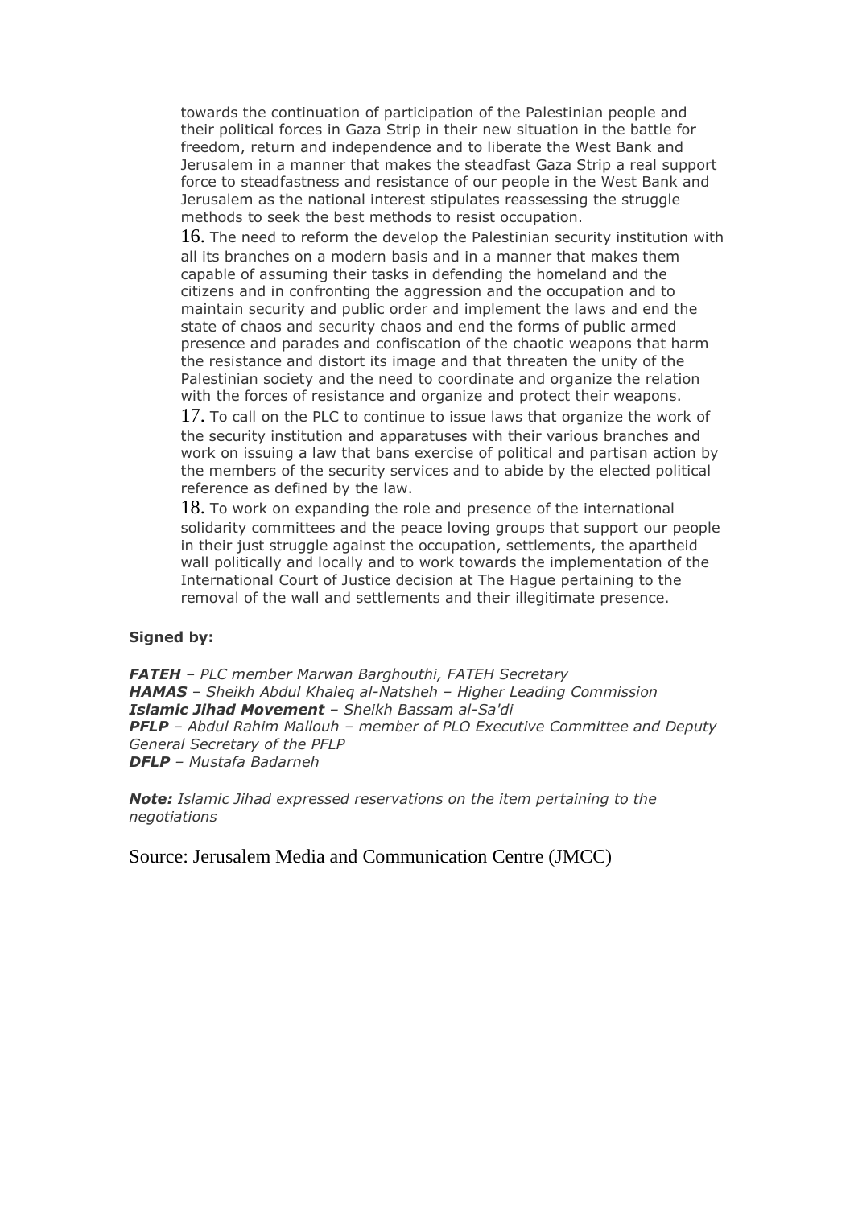towards the continuation of participation of the Palestinian people and their political forces in Gaza Strip in their new situation in the battle for freedom, return and independence and to liberate the West Bank and Jerusalem in a manner that makes the steadfast Gaza Strip a real support force to steadfastness and resistance of our people in the West Bank and Jerusalem as the national interest stipulates reassessing the struggle methods to seek the best methods to resist occupation.

16. The need to reform the develop the Palestinian security institution with all its branches on a modern basis and in a manner that makes them capable of assuming their tasks in defending the homeland and the citizens and in confronting the aggression and the occupation and to maintain security and public order and implement the laws and end the state of chaos and security chaos and end the forms of public armed presence and parades and confiscation of the chaotic weapons that harm the resistance and distort its image and that threaten the unity of the Palestinian society and the need to coordinate and organize the relation with the forces of resistance and organize and protect their weapons.

17. To call on the PLC to continue to issue laws that organize the work of the security institution and apparatuses with their various branches and work on issuing a law that bans exercise of political and partisan action by the members of the security services and to abide by the elected political reference as defined by the law.

18. To work on expanding the role and presence of the international solidarity committees and the peace loving groups that support our people in their just struggle against the occupation, settlements, the apartheid wall politically and locally and to work towards the implementation of the International Court of Justice decision at The Hague pertaining to the removal of the wall and settlements and their illegitimate presence.

**Signed by:**

***FATEH*** *– PLC member Marwan Barghouthi, FATEH Secretary*
***HAMAS*** *– Sheikh Abdul Khaleq al-Natsheh – Higher Leading Commission*
***Islamic Jihad Movement*** *– Sheikh Bassam al-Sa'di*
***PFLP*** *– Abdul Rahim Mallouh – member of PLO Executive Committee and Deputy General Secretary of the PFLP*
***DFLP*** *– Mustafa Badarneh*

***Note:*** *Islamic Jihad expressed reservations on the item pertaining to the negotiations*

Source: Jerusalem Media and Communication Centre (JMCC)